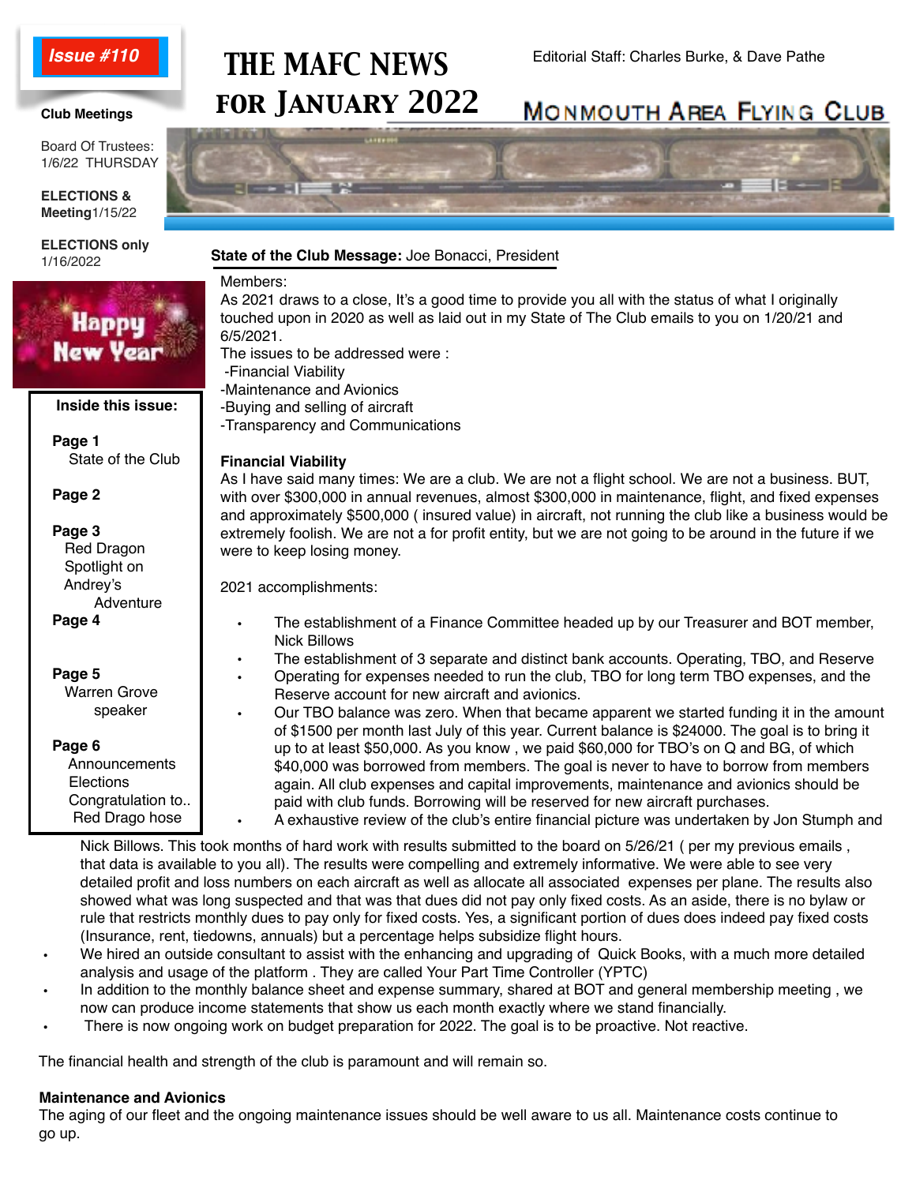Issue #110

# THE MAFC NEWS FOR JANUARY 2022

Editorial Staff: Charles Burke, & Dave Pathe

MONMOUTH AREA FLYING CLUB

**Club Meetings**

Board Of Trustees: 1/6/22 THURSDAY

**ELECTIONS & Meeting**1/15/22

**ELECTIONS only** 1/16/2022

Happy New Year

**Inside this issue:**

**Page 1**
State of the Club

**Page 2**

**Page 3**
Red Dragon
Spotlight on Andrey's Adventure

**Page 4**

**Page 5**
Warren Grove speaker

**Page 6**
Announcements
Elections
Congratulation to..
Red Drago hose

## State of the Club Message: Joe Bonacci, President

Members:

As 2021 draws to a close, It's a good time to provide you all with the status of what I originally touched upon in 2020 as well as laid out in my State of The Club emails to you on 1/20/21 and 6/5/2021.

The issues to be addressed were :

-Financial Viability
-Maintenance and Avionics
-Buying and selling of aircraft
-Transparency and Communications

**Financial Viability**

As I have said many times: We are a club. We are not a flight school. We are not a business. BUT, with over $300,000 in annual revenues, almost $300,000 in maintenance, flight, and fixed expenses and approximately $500,000 ( insured value) in aircraft, not running the club like a business would be extremely foolish. We are not a for profit entity, but we are not going to be around in the future if we were to keep losing money.

2021 accomplishments:

- The establishment of a Finance Committee headed up by our Treasurer and BOT member, Nick Billows
- The establishment of 3 separate and distinct bank accounts. Operating, TBO, and Reserve
- Operating for expenses needed to run the club, TBO for long term TBO expenses, and the Reserve account for new aircraft and avionics.
- Our TBO balance was zero. When that became apparent we started funding it in the amount of $1500 per month last July of this year. Current balance is $24000. The goal is to bring it up to at least $50,000. As you know , we paid $60,000 for TBO's on Q and BG, of which $40,000 was borrowed from members. The goal is never to have to borrow from members again. All club expenses and capital improvements, maintenance and avionics should be paid with club funds. Borrowing will be reserved for new aircraft purchases.
- A exhaustive review of the club's entire financial picture was undertaken by Jon Stumph and Nick Billows. This took months of hard work with results submitted to the board on 5/26/21 ( per my previous emails , that data is available to you all). The results were compelling and extremely informative. We were able to see very detailed profit and loss numbers on each aircraft as well as allocate all associated expenses per plane. The results also showed what was long suspected and that was that dues did not pay only fixed costs. As an aside, there is no bylaw or rule that restricts monthly dues to pay only for fixed costs. Yes, a significant portion of dues does indeed pay fixed costs (Insurance, rent, tiedowns, annuals) but a percentage helps subsidize flight hours.
- We hired an outside consultant to assist with the enhancing and upgrading of Quick Books, with a much more detailed analysis and usage of the platform . They are called Your Part Time Controller (YPTC)
- In addition to the monthly balance sheet and expense summary, shared at BOT and general membership meeting , we now can produce income statements that show us each month exactly where we stand financially.
- There is now ongoing work on budget preparation for 2022. The goal is to be proactive. Not reactive.

The financial health and strength of the club is paramount and will remain so.

**Maintenance and Avionics**

The aging of our fleet and the ongoing maintenance issues should be well aware to us all. Maintenance costs continue to go up.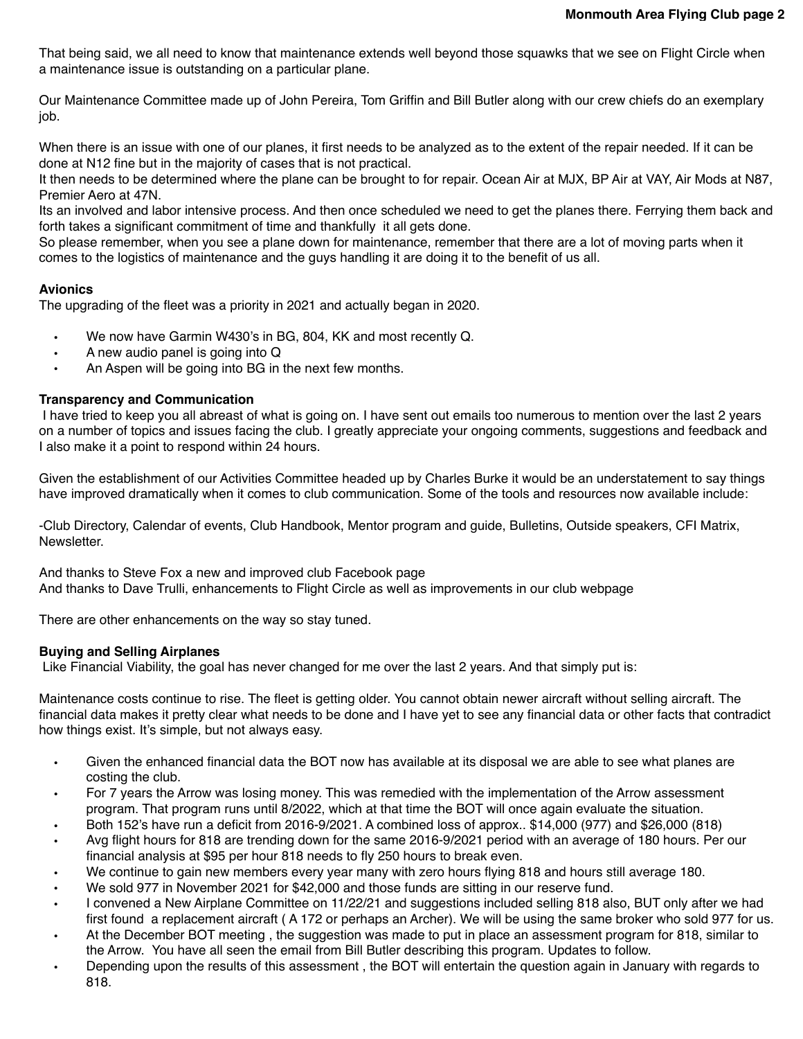That being said, we all need to know that maintenance extends well beyond those squawks that we see on Flight Circle when a maintenance issue is outstanding on a particular plane.

Our Maintenance Committee made up of John Pereira, Tom Griffin and Bill Butler along with our crew chiefs do an exemplary job.

When there is an issue with one of our planes, it first needs to be analyzed as to the extent of the repair needed. If it can be done at N12 fine but in the majority of cases that is not practical.
It then needs to be determined where the plane can be brought to for repair. Ocean Air at MJX, BP Air at VAY, Air Mods at N87, Premier Aero at 47N.
Its an involved and labor intensive process. And then once scheduled we need to get the planes there. Ferrying them back and forth takes a significant commitment of time and thankfully it all gets done.
So please remember, when you see a plane down for maintenance, remember that there are a lot of moving parts when it comes to the logistics of maintenance and the guys handling it are doing it to the benefit of us all.

**Avionics**
The upgrading of the fleet was a priority in 2021 and actually began in 2020.

- We now have Garmin W430's in BG, 804, KK and most recently Q.
- A new audio panel is going into Q
- An Aspen will be going into BG in the next few months.

**Transparency and Communication**
I have tried to keep you all abreast of what is going on. I have sent out emails too numerous to mention over the last 2 years on a number of topics and issues facing the club. I greatly appreciate your ongoing comments, suggestions and feedback and I also make it a point to respond within 24 hours.

Given the establishment of our Activities Committee headed up by Charles Burke it would be an understatement to say things have improved dramatically when it comes to club communication. Some of the tools and resources now available include:

-Club Directory, Calendar of events, Club Handbook, Mentor program and guide, Bulletins, Outside speakers, CFI Matrix, Newsletter.

And thanks to Steve Fox a new and improved club Facebook page
And thanks to Dave Trulli, enhancements to Flight Circle as well as improvements in our club webpage

There are other enhancements on the way so stay tuned.

**Buying and Selling Airplanes**
Like Financial Viability, the goal has never changed for me over the last 2 years. And that simply put is:

Maintenance costs continue to rise. The fleet is getting older. You cannot obtain newer aircraft without selling aircraft. The financial data makes it pretty clear what needs to be done and I have yet to see any financial data or other facts that contradict how things exist. It's simple, but not always easy.

- Given the enhanced financial data the BOT now has available at its disposal we are able to see what planes are costing the club.
- For 7 years the Arrow was losing money. This was remedied with the implementation of the Arrow assessment program. That program runs until 8/2022, which at that time the BOT will once again evaluate the situation.
- Both 152's have run a deficit from 2016-9/2021. A combined loss of approx.. $14,000 (977) and $26,000 (818)
- Avg flight hours for 818 are trending down for the same 2016-9/2021 period with an average of 180 hours. Per our financial analysis at $95 per hour 818 needs to fly 250 hours to break even.
- We continue to gain new members every year many with zero hours flying 818 and hours still average 180.
- We sold 977 in November 2021 for $42,000 and those funds are sitting in our reserve fund.
- I convened a New Airplane Committee on 11/22/21 and suggestions included selling 818 also, BUT only after we had first found a replacement aircraft ( A 172 or perhaps an Archer). We will be using the same broker who sold 977 for us.
- At the December BOT meeting , the suggestion was made to put in place an assessment program for 818, similar to the Arrow. You have all seen the email from Bill Butler describing this program. Updates to follow.
- Depending upon the results of this assessment , the BOT will entertain the question again in January with regards to 818.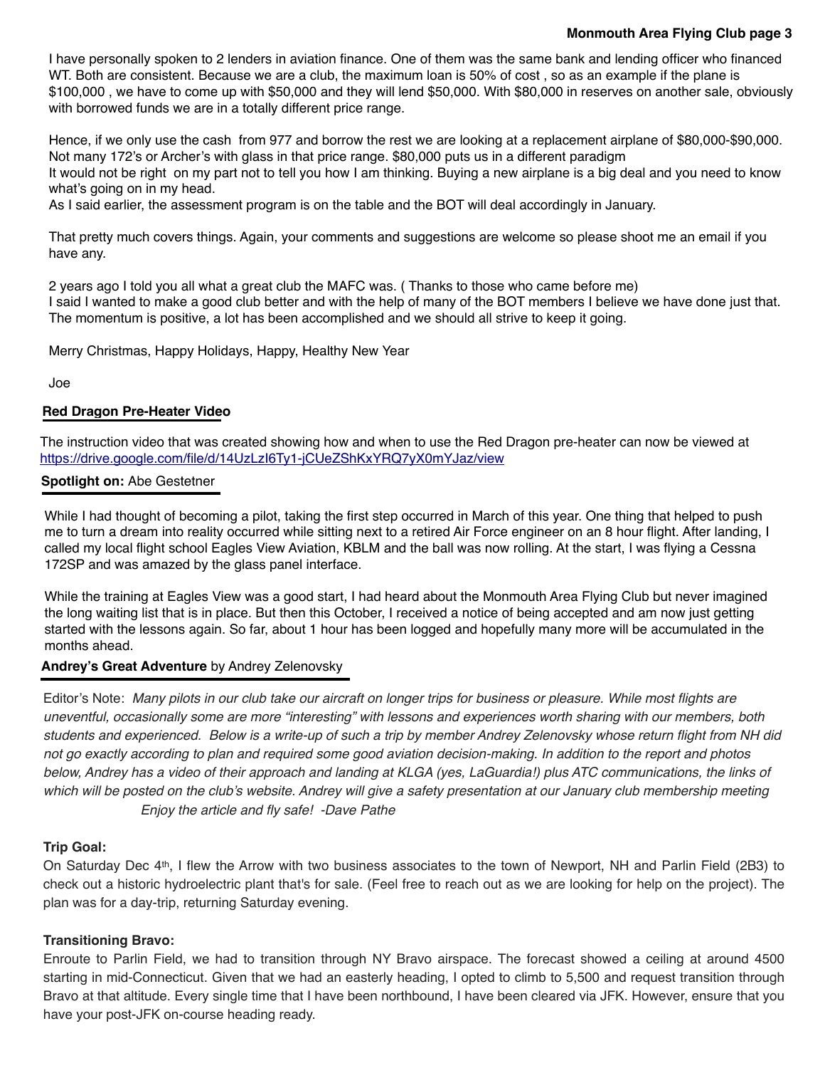I have personally spoken to 2 lenders in aviation finance. One of them was the same bank and lending officer who financed WT. Both are consistent. Because we are a club, the maximum loan is 50% of cost , so as an example if the plane is $100,000 , we have to come up with $50,000 and they will lend $50,000. With $80,000 in reserves on another sale, obviously with borrowed funds we are in a totally different price range.

Hence, if we only use the cash from 977 and borrow the rest we are looking at a replacement airplane of $80,000-$90,000. Not many 172's or Archer's with glass in that price range. $80,000 puts us in a different paradigm
It would not be right on my part not to tell you how I am thinking. Buying a new airplane is a big deal and you need to know what's going on in my head.
As I said earlier, the assessment program is on the table and the BOT will deal accordingly in January.

That pretty much covers things. Again, your comments and suggestions are welcome so please shoot me an email if you have any.

2 years ago I told you all what a great club the MAFC was. ( Thanks to those who came before me)
I said I wanted to make a good club better and with the help of many of the BOT members I believe we have done just that. The momentum is positive, a lot has been accomplished and we should all strive to keep it going.

Merry Christmas, Happy Holidays, Happy, Healthy New Year

Joe

**Red Dragon Pre-Heater Video**

The instruction video that was created showing how and when to use the Red Dragon pre-heater can now be viewed at https://drive.google.com/file/d/14UzLzI6Ty1-jCUeZShKxYRQ7yX0mYJaz/view

**Spotlight on:** Abe Gestetner

While I had thought of becoming a pilot, taking the first step occurred in March of this year. One thing that helped to push me to turn a dream into reality occurred while sitting next to a retired Air Force engineer on an 8 hour flight. After landing, I called my local flight school Eagles View Aviation, KBLM and the ball was now rolling. At the start, I was flying a Cessna 172SP and was amazed by the glass panel interface.

While the training at Eagles View was a good start, I had heard about the Monmouth Area Flying Club but never imagined the long waiting list that is in place. But then this October, I received a notice of being accepted and am now just getting started with the lessons again. So far, about 1 hour has been logged and hopefully many more will be accumulated in the months ahead.

**Andrey's Great Adventure** by Andrey Zelenovsky

Editor's Note: *Many pilots in our club take our aircraft on longer trips for business or pleasure. While most flights are uneventful, occasionally some are more "interesting" with lessons and experiences worth sharing with our members, both students and experienced. Below is a write-up of such a trip by member Andrey Zelenovsky whose return flight from NH did not go exactly according to plan and required some good aviation decision-making. In addition to the report and photos below, Andrey has a video of their approach and landing at KLGA (yes, LaGuardia!) plus ATC communications, the links of which will be posted on the club's website. Andrey will give a safety presentation at our January club membership meeting Enjoy the article and fly safe! -Dave Pathe*

**Trip Goal:**

On Saturday Dec 4th, I flew the Arrow with two business associates to the town of Newport, NH and Parlin Field (2B3) to check out a historic hydroelectric plant that's for sale. (Feel free to reach out as we are looking for help on the project). The plan was for a day-trip, returning Saturday evening.

**Transitioning Bravo:**

Enroute to Parlin Field, we had to transition through NY Bravo airspace. The forecast showed a ceiling at around 4500 starting in mid-Connecticut. Given that we had an easterly heading, I opted to climb to 5,500 and request transition through Bravo at that altitude. Every single time that I have been northbound, I have been cleared via JFK. However, ensure that you have your post-JFK on-course heading ready.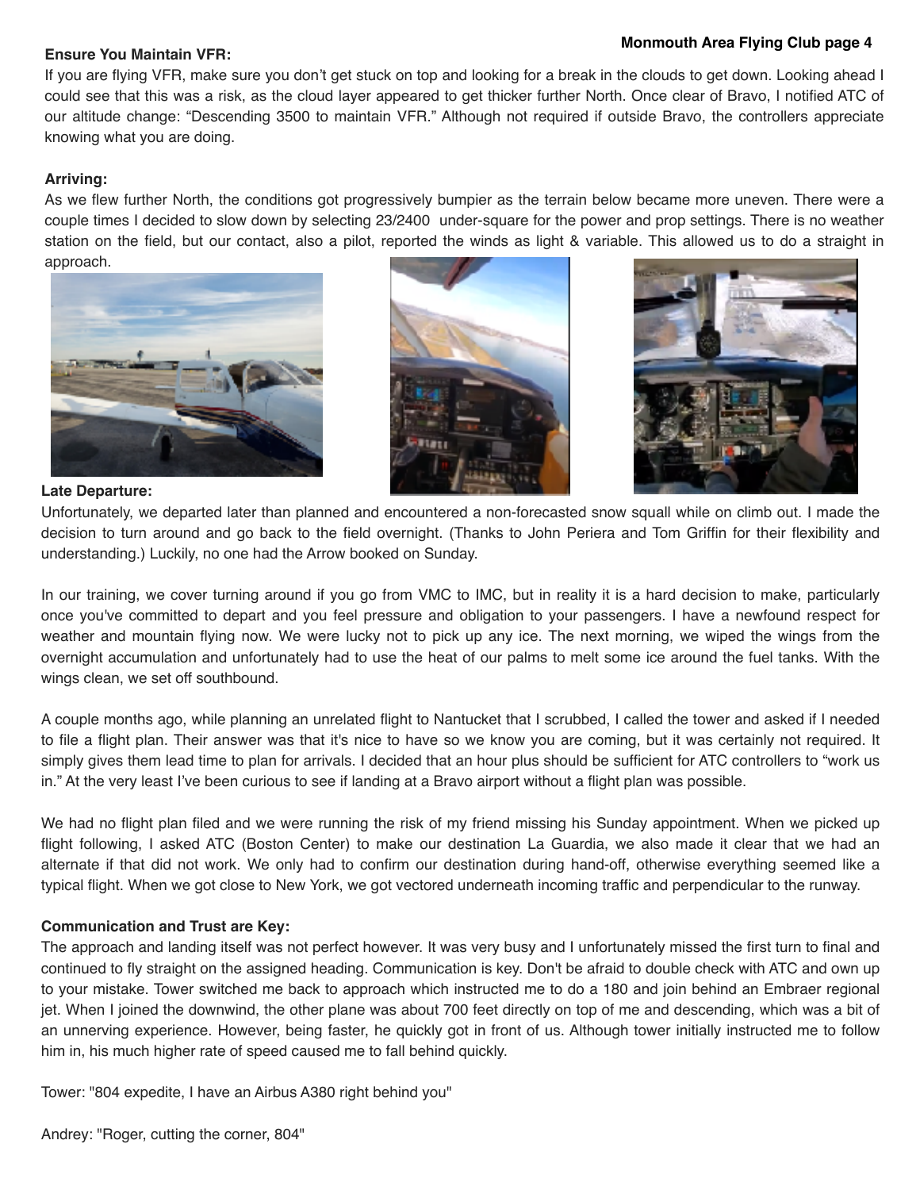**Ensure You Maintain VFR:**

If you are flying VFR, make sure you don't get stuck on top and looking for a break in the clouds to get down. Looking ahead I could see that this was a risk, as the cloud layer appeared to get thicker further North. Once clear of Bravo, I notified ATC of our altitude change: "Descending 3500 to maintain VFR." Although not required if outside Bravo, the controllers appreciate knowing what you are doing.

**Arriving:**

As we flew further North, the conditions got progressively bumpier as the terrain below became more uneven. There were a couple times I decided to slow down by selecting 23/2400 under-square for the power and prop settings. There is no weather station on the field, but our contact, also a pilot, reported the winds as light & variable. This allowed us to do a straight in approach.

**Late Departure:**

Unfortunately, we departed later than planned and encountered a non-forecasted snow squall while on climb out. I made the decision to turn around and go back to the field overnight. (Thanks to John Periera and Tom Griffin for their flexibility and understanding.) Luckily, no one had the Arrow booked on Sunday.

In our training, we cover turning around if you go from VMC to IMC, but in reality it is a hard decision to make, particularly once you've committed to depart and you feel pressure and obligation to your passengers. I have a newfound respect for weather and mountain flying now. We were lucky not to pick up any ice. The next morning, we wiped the wings from the overnight accumulation and unfortunately had to use the heat of our palms to melt some ice around the fuel tanks. With the wings clean, we set off southbound.

A couple months ago, while planning an unrelated flight to Nantucket that I scrubbed, I called the tower and asked if I needed to file a flight plan. Their answer was that it's nice to have so we know you are coming, but it was certainly not required. It simply gives them lead time to plan for arrivals. I decided that an hour plus should be sufficient for ATC controllers to "work us in." At the very least I've been curious to see if landing at a Bravo airport without a flight plan was possible.

We had no flight plan filed and we were running the risk of my friend missing his Sunday appointment. When we picked up flight following, I asked ATC (Boston Center) to make our destination La Guardia, we also made it clear that we had an alternate if that did not work. We only had to confirm our destination during hand-off, otherwise everything seemed like a typical flight. When we got close to New York, we got vectored underneath incoming traffic and perpendicular to the runway.

**Communication and Trust are Key:**

The approach and landing itself was not perfect however. It was very busy and I unfortunately missed the first turn to final and continued to fly straight on the assigned heading. Communication is key. Don't be afraid to double check with ATC and own up to your mistake. Tower switched me back to approach which instructed me to do a 180 and join behind an Embraer regional jet. When I joined the downwind, the other plane was about 700 feet directly on top of me and descending, which was a bit of an unnerving experience. However, being faster, he quickly got in front of us. Although tower initially instructed me to follow him in, his much higher rate of speed caused me to fall behind quickly.

Tower: "804 expedite, I have an Airbus A380 right behind you"

Andrey: "Roger, cutting the corner, 804"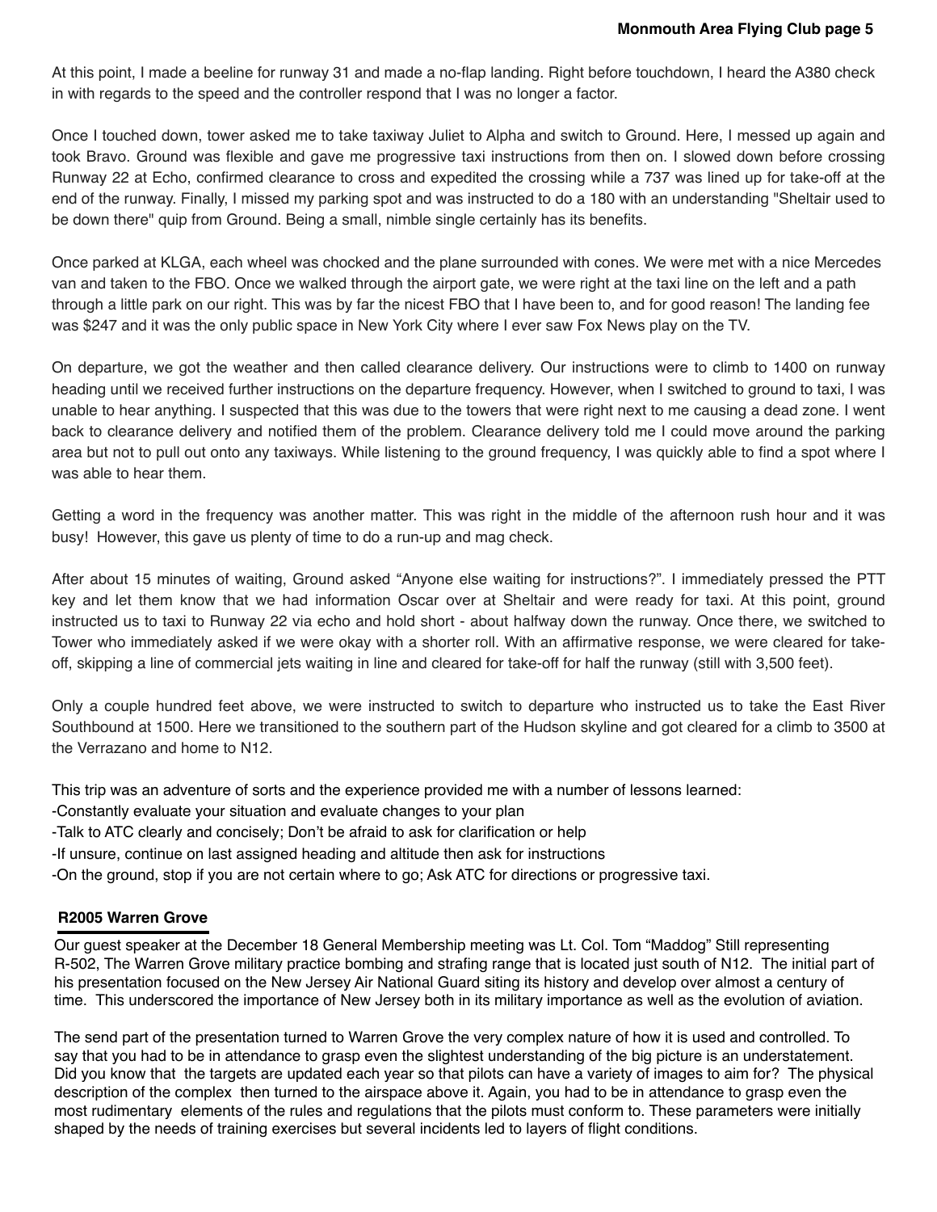At this point, I made a beeline for runway 31 and made a no-flap landing. Right before touchdown, I heard the A380 check in with regards to the speed and the controller respond that I was no longer a factor.

Once I touched down, tower asked me to take taxiway Juliet to Alpha and switch to Ground. Here, I messed up again and took Bravo. Ground was flexible and gave me progressive taxi instructions from then on. I slowed down before crossing Runway 22 at Echo, confirmed clearance to cross and expedited the crossing while a 737 was lined up for take-off at the end of the runway. Finally, I missed my parking spot and was instructed to do a 180 with an understanding "Sheltair used to be down there" quip from Ground. Being a small, nimble single certainly has its benefits.

Once parked at KLGA, each wheel was chocked and the plane surrounded with cones. We were met with a nice Mercedes van and taken to the FBO. Once we walked through the airport gate, we were right at the taxi line on the left and a path through a little park on our right. This was by far the nicest FBO that I have been to, and for good reason! The landing fee was $247 and it was the only public space in New York City where I ever saw Fox News play on the TV.

On departure, we got the weather and then called clearance delivery. Our instructions were to climb to 1400 on runway heading until we received further instructions on the departure frequency. However, when I switched to ground to taxi, I was unable to hear anything. I suspected that this was due to the towers that were right next to me causing a dead zone. I went back to clearance delivery and notified them of the problem. Clearance delivery told me I could move around the parking area but not to pull out onto any taxiways. While listening to the ground frequency, I was quickly able to find a spot where I was able to hear them.

Getting a word in the frequency was another matter. This was right in the middle of the afternoon rush hour and it was busy! However, this gave us plenty of time to do a run-up and mag check.

After about 15 minutes of waiting, Ground asked "Anyone else waiting for instructions?". I immediately pressed the PTT key and let them know that we had information Oscar over at Sheltair and were ready for taxi. At this point, ground instructed us to taxi to Runway 22 via echo and hold short - about halfway down the runway. Once there, we switched to Tower who immediately asked if we were okay with a shorter roll. With an affirmative response, we were cleared for take-off, skipping a line of commercial jets waiting in line and cleared for take-off for half the runway (still with 3,500 feet).

Only a couple hundred feet above, we were instructed to switch to departure who instructed us to take the East River Southbound at 1500. Here we transitioned to the southern part of the Hudson skyline and got cleared for a climb to 3500 at the Verrazano and home to N12.

This trip was an adventure of sorts and the experience provided me with a number of lessons learned:
- Constantly evaluate your situation and evaluate changes to your plan
- Talk to ATC clearly and concisely; Don't be afraid to ask for clarification or help
- If unsure, continue on last assigned heading and altitude then ask for instructions
- On the ground, stop if you are not certain where to go; Ask ATC for directions or progressive taxi.

## R2005 Warren Grove

Our guest speaker at the December 18 General Membership meeting was Lt. Col. Tom "Maddog" Still representing R-502, The Warren Grove military practice bombing and strafing range that is located just south of N12. The initial part of his presentation focused on the New Jersey Air National Guard siting its history and develop over almost a century of time. This underscored the importance of New Jersey both in its military importance as well as the evolution of aviation.

The send part of the presentation turned to Warren Grove the very complex nature of how it is used and controlled. To say that you had to be in attendance to grasp even the slightest understanding of the big picture is an understatement. Did you know that the targets are updated each year so that pilots can have a variety of images to aim for? The physical description of the complex then turned to the airspace above it. Again, you had to be in attendance to grasp even the most rudimentary elements of the rules and regulations that the pilots must conform to. These parameters were initially shaped by the needs of training exercises but several incidents led to layers of flight conditions.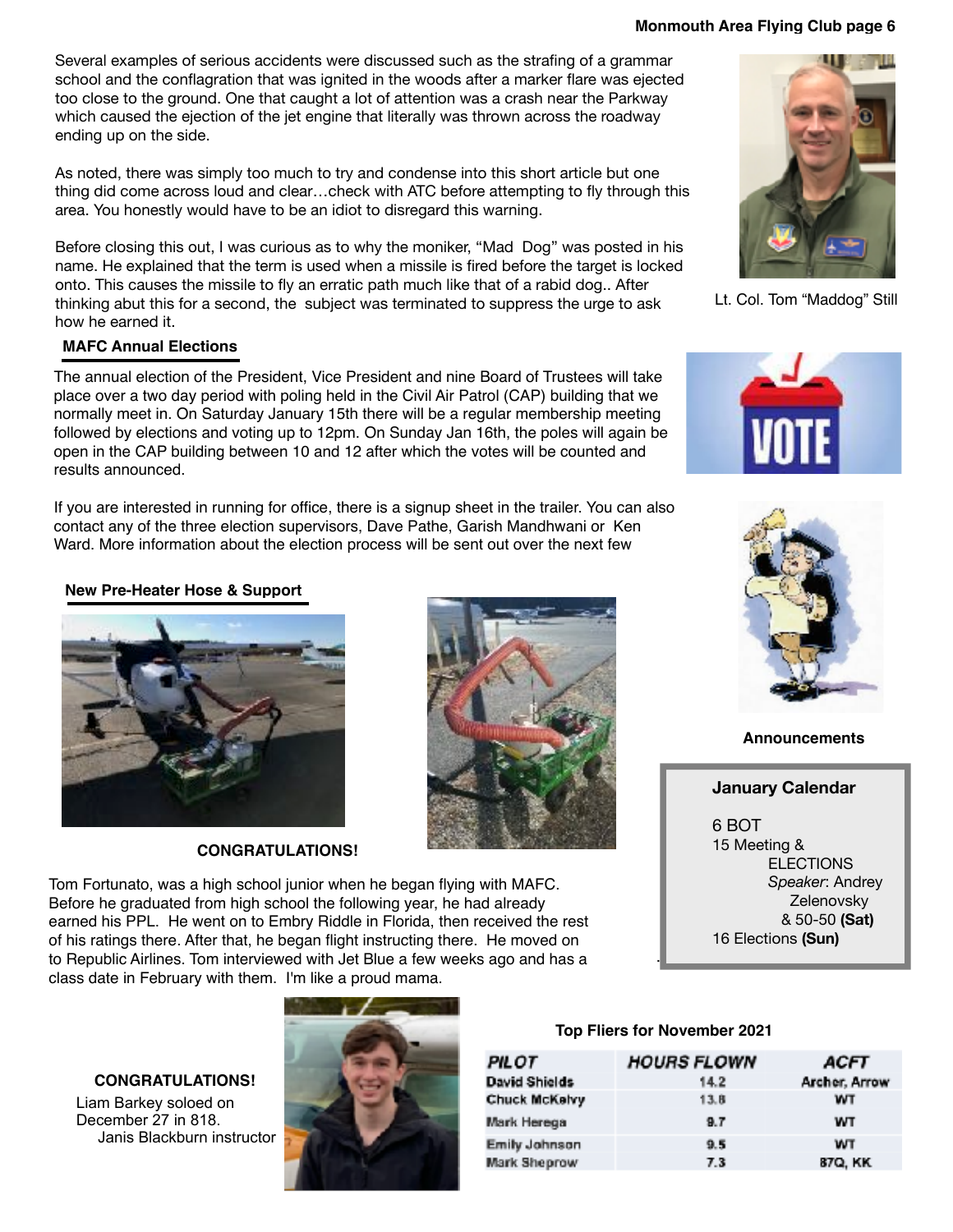Several examples of serious accidents were discussed such as the strafing of a grammar school and the conflagration that was ignited in the woods after a marker flare was ejected too close to the ground. One that caught a lot of attention was a crash near the Parkway which caused the ejection of the jet engine that literally was thrown across the roadway ending up on the side.

As noted, there was simply too much to try and condense into this short article but one thing did come across loud and clear…check with ATC before attempting to fly through this area. You honestly would have to be an idiot to disregard this warning.

Before closing this out, I was curious as to why the moniker, "Mad Dog" was posted in his name. He explained that the term is used when a missile is fired before the target is locked onto. This causes the missile to fly an erratic path much like that of a rabid dog.. After thinking abut this for a second, the subject was terminated to suppress the urge to ask how he earned it.

Lt. Col. Tom "Maddog" Still

## MAFC Annual Elections

The annual election of the President, Vice President and nine Board of Trustees will take place over a two day period with poling held in the Civil Air Patrol (CAP) building that we normally meet in. On Saturday January 15th there will be a regular membership meeting followed by elections and voting up to 12pm. On Sunday Jan 16th, the poles will again be open in the CAP building between 10 and 12 after which the votes will be counted and results announced.

If you are interested in running for office, there is a signup sheet in the trailer. You can also contact any of the three election supervisors, Dave Pathe, Garish Mandhwani or Ken Ward. More information about the election process will be sent out over the next few

## New Pre-Heater Hose & Support

**Announcements**

**January Calendar**

6 BOT
15 Meeting &
ELECTIONS
*Speaker*: Andrey Zelenovsky
& 50-50 **(Sat)**
16 Elections **(Sun)**

**CONGRATULATIONS!**

Tom Fortunato, was a high school junior when he began flying with MAFC. Before he graduated from high school the following year, he had already earned his PPL. He went on to Embry Riddle in Florida, then received the rest of his ratings there. After that, he began flight instructing there. He moved on to Republic Airlines. Tom interviewed with Jet Blue a few weeks ago and has a class date in February with them. I'm like a proud mama.

**CONGRATULATIONS!**

Liam Barkey soloed on December 27 in 818.
Janis Blackburn instructor

**Top Fliers for November 2021**

| PILOT | HOURS FLOWN | ACFT |
|---|---|---|
| David Shields | 14.2 | Archer, Arrow |
| Chuck McKelvy | 13.8 | WT |
| Mark Herega | 9.7 | WT |
| Emily Johnson | 9.5 | WT |
| Mark Sheprow | 7.3 | 87Q, KK |